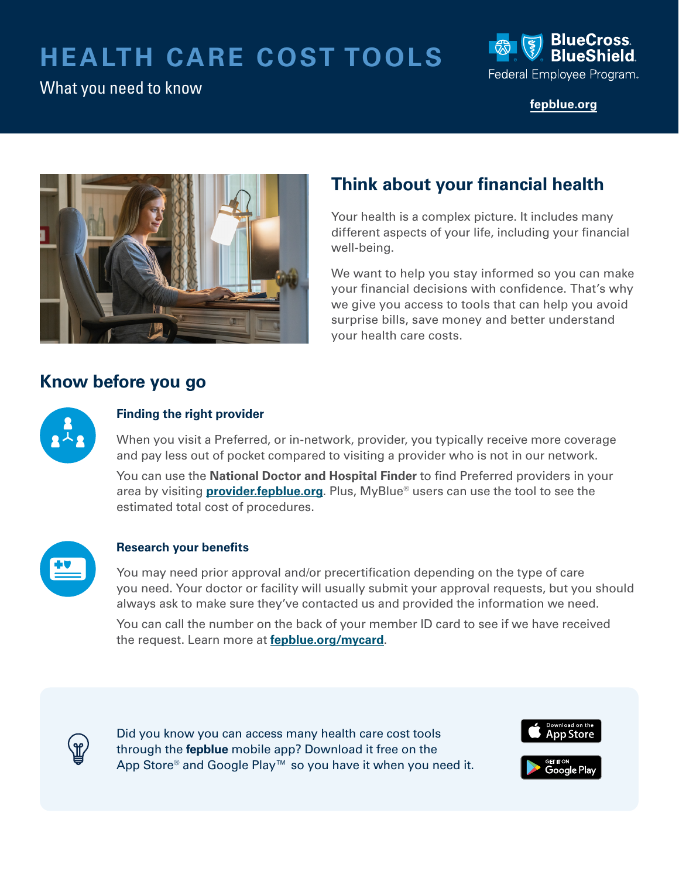# HEALTH CARE COST TOOLS

What you need to know

BlueCross BlueShield Federal Employee Program.

fepblue.org

## Think about your financial health

Your health is a complex picture. It includes many different aspects of your life, including your financial well-being.

We want to help you stay informed so you can make your financial decisions with confidence. That's why we give you access to tools that can help you avoid surprise bills, save money and better understand your health care costs.

## Know before you go

### Finding the right provider

When you visit a Preferred, or in-network, provider, you typically receive more coverage and pay less out of pocket compared to visiting a provider who is not in our network.

You can use the **National Doctor and Hospital Finder** to find Preferred providers in your area by visiting **provider.fepblue.org**. Plus, MyBlue® users can use the tool to see the estimated total cost of procedures.

### Research your benefits

You may need prior approval and/or precertification depending on the type of care you need. Your doctor or facility will usually submit your approval requests, but you should always ask to make sure they've contacted us and provided the information we need.

You can call the number on the back of your member ID card to see if we have received the request. Learn more at **fepblue.org/mycard**.

Did you know you can access many health care cost tools through the **fepblue** mobile app? Download it free on the App Store® and Google Play™ so you have it when you need it.

Download on the App Store

GET IT ON Google Play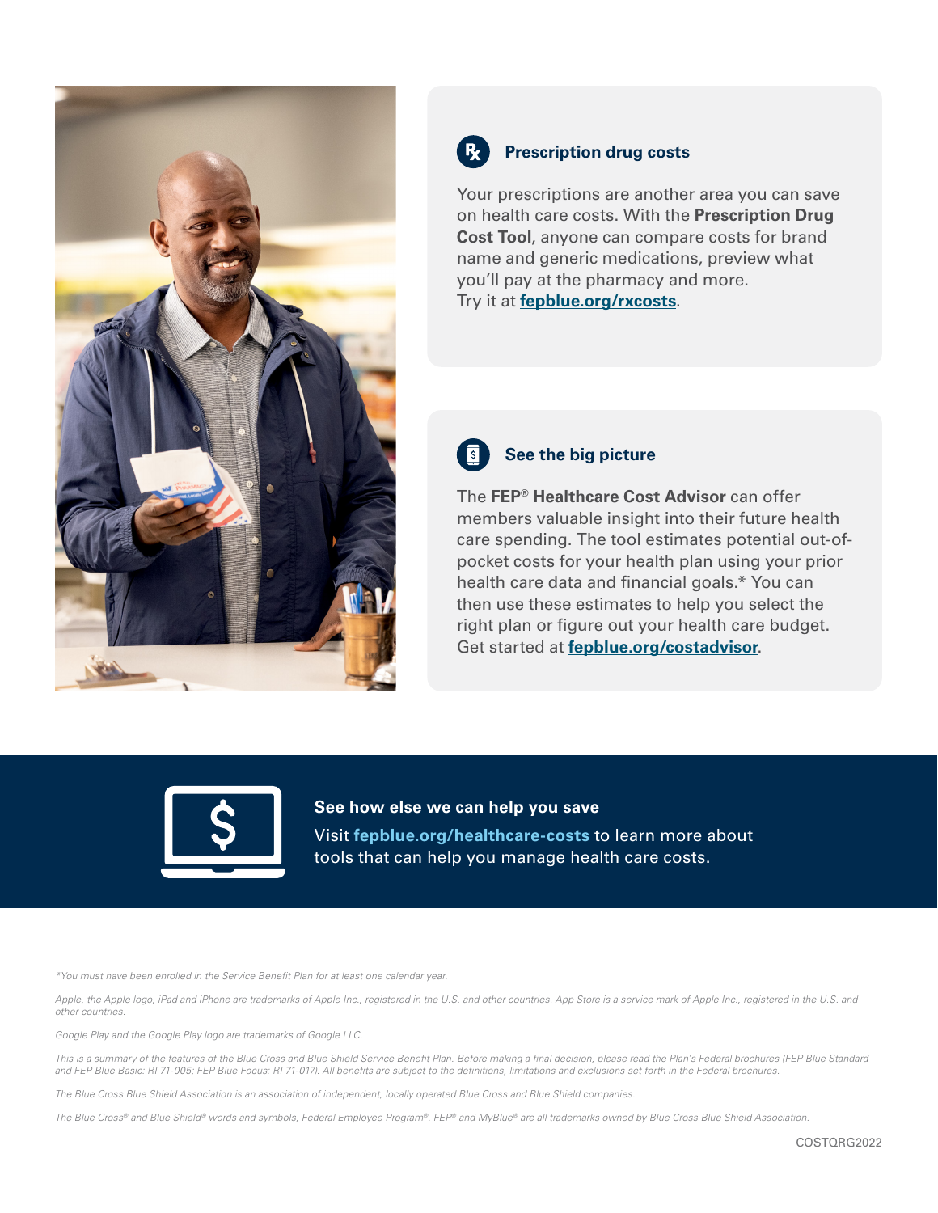## Prescription drug costs

Your prescriptions are another area you can save on health care costs. With the **Prescription Drug Cost Tool**, anyone can compare costs for brand name and generic medications, preview what you'll pay at the pharmacy and more. Try it at **fepblue.org/rxcosts**.

## See the big picture

The **FEP® Healthcare Cost Advisor** can offer members valuable insight into their future health care spending. The tool estimates potential out-of-pocket costs for your health plan using your prior health care data and financial goals.* You can then use these estimates to help you select the right plan or figure out your health care budget. Get started at **fepblue.org/costadvisor**.

### See how else we can help you save

Visit **fepblue.org/healthcare-costs** to learn more about tools that can help you manage health care costs.

*\*You must have been enrolled in the Service Benefit Plan for at least one calendar year.*

*Apple, the Apple logo, iPad and iPhone are trademarks of Apple Inc., registered in the U.S. and other countries. App Store is a service mark of Apple Inc., registered in the U.S. and other countries.*

*Google Play and the Google Play logo are trademarks of Google LLC.*

*This is a summary of the features of the Blue Cross and Blue Shield Service Benefit Plan. Before making a final decision, please read the Plan's Federal brochures (FEP Blue Standard and FEP Blue Basic: RI 71-005; FEP Blue Focus: RI 71-017). All benefits are subject to the definitions, limitations and exclusions set forth in the Federal brochures.*

*The Blue Cross Blue Shield Association is an association of independent, locally operated Blue Cross and Blue Shield companies.*

*The Blue Cross® and Blue Shield® words and symbols, Federal Employee Program®, FEP® and MyBlue® are all trademarks owned by Blue Cross Blue Shield Association.*

COSTQRG2022